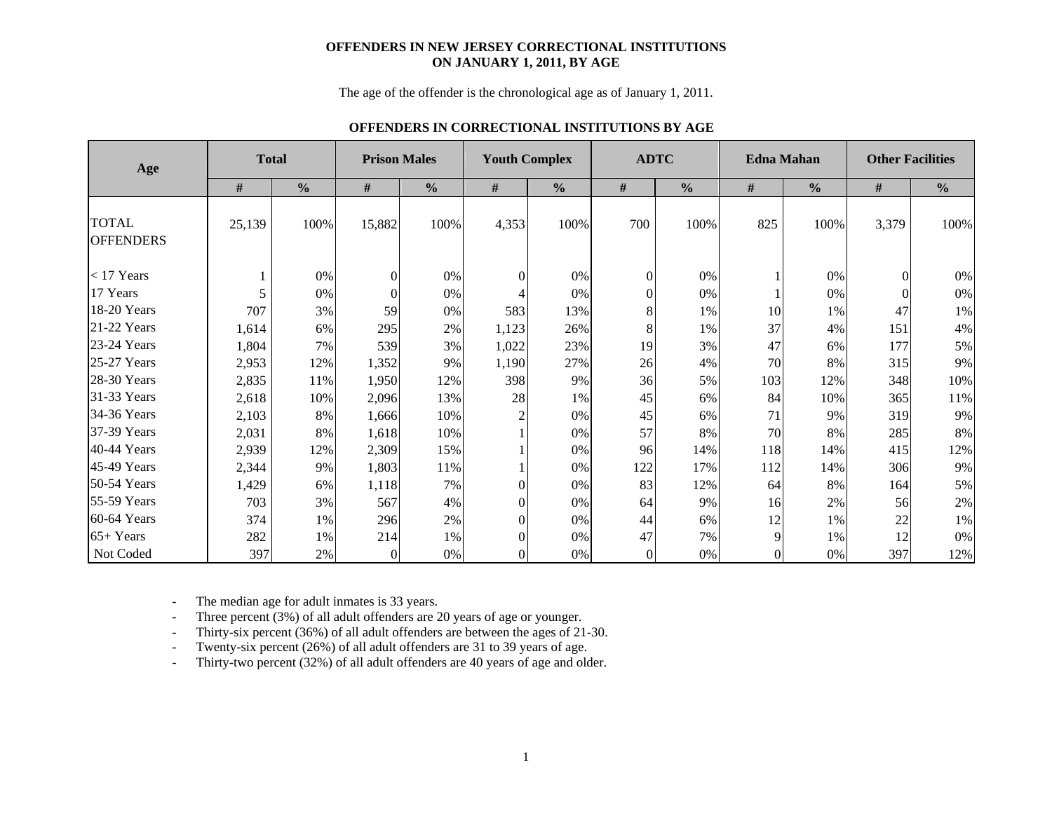# OFFENDERS IN NEW JERSEY CORRECTIONAL INSTITUTIONS ON JANUARY 1, 2011, BY AGE

The age of the offender is the chronological age as of January 1, 2011.

## OFFENDERS IN CORRECTIONAL INSTITUTIONS BY AGE

| Age | Total | | Prison Males | | Youth Complex | | ADTC | | Edna Mahan | | Other Facilities | |
|---|---|---|---|---|---|---|---|---|---|---|---|---|
| | # | % | # | % | # | % | # | % | # | % | # | % |
| TOTAL OFFENDERS | 25,139 | 100% | 15,882 | 100% | 4,353 | 100% | 700 | 100% | 825 | 100% | 3,379 | 100% |
| < 17 Years | 1 | 0% | 0 | 0% | 0 | 0% | 0 | 0% | 1 | 0% | 0 | 0% |
| 17 Years | 5 | 0% | 0 | 0% | 4 | 0% | 0 | 0% | 1 | 0% | 0 | 0% |
| 18-20 Years | 707 | 3% | 59 | 0% | 583 | 13% | 8 | 1% | 10 | 1% | 47 | 1% |
| 21-22 Years | 1,614 | 6% | 295 | 2% | 1,123 | 26% | 8 | 1% | 37 | 4% | 151 | 4% |
| 23-24 Years | 1,804 | 7% | 539 | 3% | 1,022 | 23% | 19 | 3% | 47 | 6% | 177 | 5% |
| 25-27 Years | 2,953 | 12% | 1,352 | 9% | 1,190 | 27% | 26 | 4% | 70 | 8% | 315 | 9% |
| 28-30 Years | 2,835 | 11% | 1,950 | 12% | 398 | 9% | 36 | 5% | 103 | 12% | 348 | 10% |
| 31-33 Years | 2,618 | 10% | 2,096 | 13% | 28 | 1% | 45 | 6% | 84 | 10% | 365 | 11% |
| 34-36 Years | 2,103 | 8% | 1,666 | 10% | 2 | 0% | 45 | 6% | 71 | 9% | 319 | 9% |
| 37-39 Years | 2,031 | 8% | 1,618 | 10% | 1 | 0% | 57 | 8% | 70 | 8% | 285 | 8% |
| 40-44 Years | 2,939 | 12% | 2,309 | 15% | 1 | 0% | 96 | 14% | 118 | 14% | 415 | 12% |
| 45-49 Years | 2,344 | 9% | 1,803 | 11% | 1 | 0% | 122 | 17% | 112 | 14% | 306 | 9% |
| 50-54 Years | 1,429 | 6% | 1,118 | 7% | 0 | 0% | 83 | 12% | 64 | 8% | 164 | 5% |
| 55-59 Years | 703 | 3% | 567 | 4% | 0 | 0% | 64 | 9% | 16 | 2% | 56 | 2% |
| 60-64 Years | 374 | 1% | 296 | 2% | 0 | 0% | 44 | 6% | 12 | 1% | 22 | 1% |
| 65+ Years | 282 | 1% | 214 | 1% | 0 | 0% | 47 | 7% | 9 | 1% | 12 | 0% |
| Not Coded | 397 | 2% | 0 | 0% | 0 | 0% | 0 | 0% | 0 | 0% | 397 | 12% |

- The median age for adult inmates is 33 years.
- Three percent (3%) of all adult offenders are 20 years of age or younger.
- Thirty-six percent (36%) of all adult offenders are between the ages of 21-30.
- Twenty-six percent (26%) of all adult offenders are 31 to 39 years of age.
- Thirty-two percent (32%) of all adult offenders are 40 years of age and older.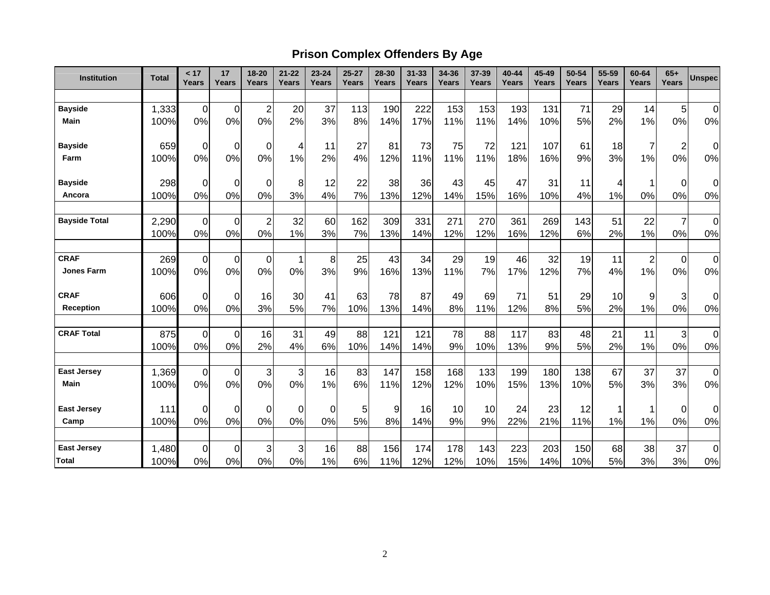## Prison Complex Offenders By Age

| Institution | Total | < 17 Years | 17 Years | 18-20 Years | 21-22 Years | 23-24 Years | 25-27 Years | 28-30 Years | 31-33 Years | 34-36 Years | 37-39 Years | 40-44 Years | 45-49 Years | 50-54 Years | 55-59 Years | 60-64 Years | 65+ Years | Unspec |
|---|---|---|---|---|---|---|---|---|---|---|---|---|---|---|---|---|---|---|
| **Bayside** | 1,333 | 0 | 0 | 2 | 20 | 37 | 113 | 190 | 222 | 153 | 153 | 193 | 131 | 71 | 29 | 14 | 5 | 0 |
| **Main** | 100% | 0% | 0% | 0% | 2% | 3% | 8% | 14% | 17% | 11% | 11% | 14% | 10% | 5% | 2% | 1% | 0% | 0% |
| **Bayside** | 659 | 0 | 0 | 0 | 4 | 11 | 27 | 81 | 73 | 75 | 72 | 121 | 107 | 61 | 18 | 7 | 2 | 0 |
| **Farm** | 100% | 0% | 0% | 0% | 1% | 2% | 4% | 12% | 11% | 11% | 11% | 18% | 16% | 9% | 3% | 1% | 0% | 0% |
| **Bayside** | 298 | 0 | 0 | 0 | 8 | 12 | 22 | 38 | 36 | 43 | 45 | 47 | 31 | 11 | 4 | 1 | 0 | 0 |
| **Ancora** | 100% | 0% | 0% | 0% | 3% | 4% | 7% | 13% | 12% | 14% | 15% | 16% | 10% | 4% | 1% | 0% | 0% | 0% |
| **Bayside Total** | 2,290 | 0 | 0 | 2 | 32 | 60 | 162 | 309 | 331 | 271 | 270 | 361 | 269 | 143 | 51 | 22 | 7 | 0 |
| | 100% | 0% | 0% | 0% | 1% | 3% | 7% | 13% | 14% | 12% | 12% | 16% | 12% | 6% | 2% | 1% | 0% | 0% |
| **CRAF** | 269 | 0 | 0 | 0 | 1 | 8 | 25 | 43 | 34 | 29 | 19 | 46 | 32 | 19 | 11 | 2 | 0 | 0 |
| **Jones Farm** | 100% | 0% | 0% | 0% | 0% | 3% | 9% | 16% | 13% | 11% | 7% | 17% | 12% | 7% | 4% | 1% | 0% | 0% |
| **CRAF** | 606 | 0 | 0 | 16 | 30 | 41 | 63 | 78 | 87 | 49 | 69 | 71 | 51 | 29 | 10 | 9 | 3 | 0 |
| **Reception** | 100% | 0% | 0% | 3% | 5% | 7% | 10% | 13% | 14% | 8% | 11% | 12% | 8% | 5% | 2% | 1% | 0% | 0% |
| **CRAF Total** | 875 | 0 | 0 | 16 | 31 | 49 | 88 | 121 | 121 | 78 | 88 | 117 | 83 | 48 | 21 | 11 | 3 | 0 |
| | 100% | 0% | 0% | 2% | 4% | 6% | 10% | 14% | 14% | 9% | 10% | 13% | 9% | 5% | 2% | 1% | 0% | 0% |
| **East Jersey** | 1,369 | 0 | 0 | 3 | 3 | 16 | 83 | 147 | 158 | 168 | 133 | 199 | 180 | 138 | 67 | 37 | 37 | 0 |
| **Main** | 100% | 0% | 0% | 0% | 0% | 1% | 6% | 11% | 12% | 12% | 10% | 15% | 13% | 10% | 5% | 3% | 3% | 0% |
| **East Jersey** | 111 | 0 | 0 | 0 | 0 | 0 | 5 | 9 | 16 | 10 | 10 | 24 | 23 | 12 | 1 | 1 | 0 | 0 |
| **Camp** | 100% | 0% | 0% | 0% | 0% | 0% | 5% | 8% | 14% | 9% | 9% | 22% | 21% | 11% | 1% | 1% | 0% | 0% |
| **East Jersey** | 1,480 | 0 | 0 | 3 | 3 | 16 | 88 | 156 | 174 | 178 | 143 | 223 | 203 | 150 | 68 | 38 | 37 | 0 |
| **Total** | 100% | 0% | 0% | 0% | 0% | 1% | 6% | 11% | 12% | 12% | 10% | 15% | 14% | 10% | 5% | 3% | 3% | 0% |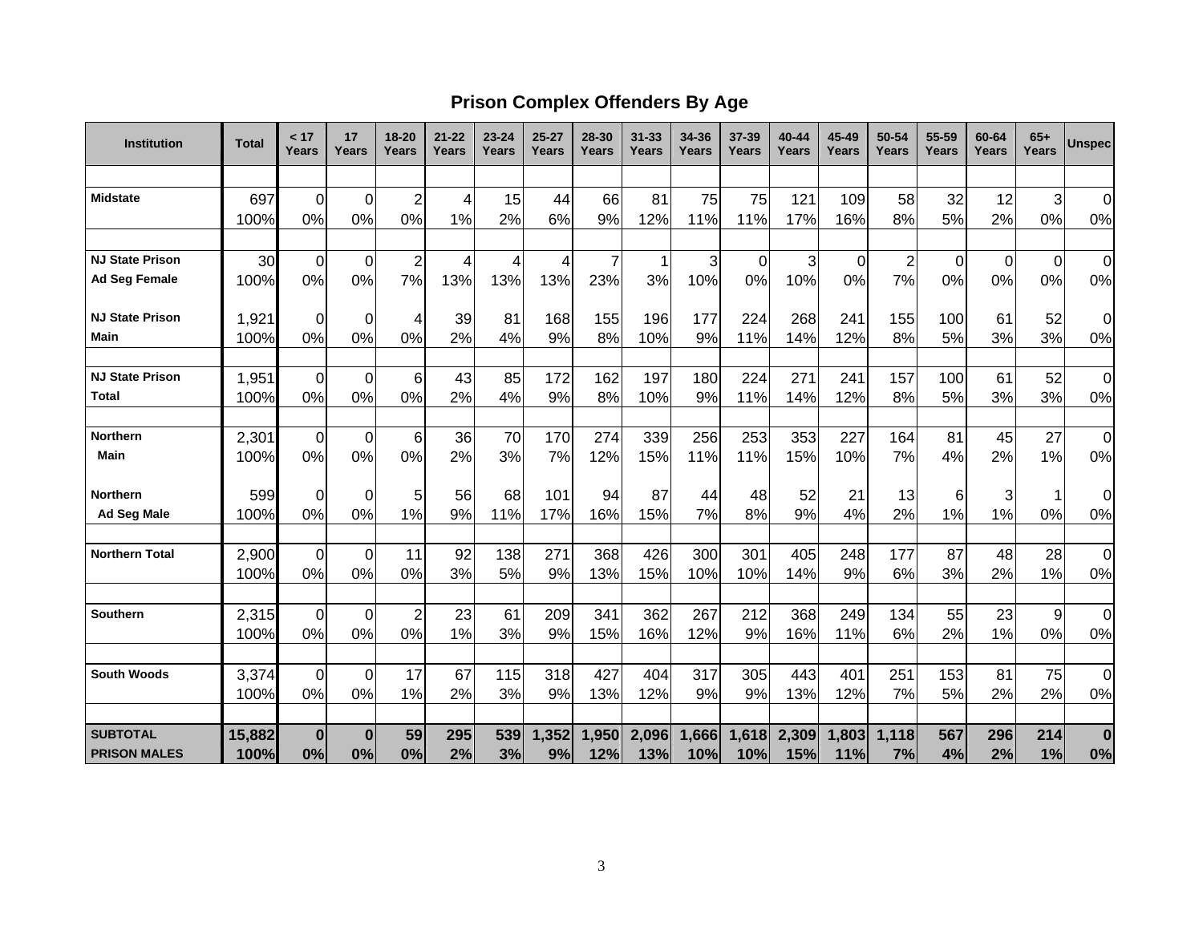# Prison Complex Offenders By Age

| Institution | Total | < 17 Years | 17 Years | 18-20 Years | 21-22 Years | 23-24 Years | 25-27 Years | 28-30 Years | 31-33 Years | 34-36 Years | 37-39 Years | 40-44 Years | 45-49 Years | 50-54 Years | 55-59 Years | 60-64 Years | 65+ Years | Unspec |
|---|---|---|---|---|---|---|---|---|---|---|---|---|---|---|---|---|---|---|
| Midstate | 697 | 0 | 0 | 2 | 4 | 15 | 44 | 66 | 81 | 75 | 75 | 121 | 109 | 58 | 32 | 12 | 3 | 0 |
| | 100% | 0% | 0% | 0% | 1% | 2% | 6% | 9% | 12% | 11% | 11% | 17% | 16% | 8% | 5% | 2% | 0% | 0% |
| NJ State Prison Ad Seg Female | 30 | 0 | 0 | 2 | 4 | 4 | 4 | 7 | 1 | 3 | 0 | 3 | 0 | 2 | 0 | 0 | 0 | 0 |
| | 100% | 0% | 0% | 7% | 13% | 13% | 13% | 23% | 3% | 10% | 0% | 10% | 0% | 7% | 0% | 0% | 0% | 0% |
| NJ State Prison Main | 1,921 | 0 | 0 | 4 | 39 | 81 | 168 | 155 | 196 | 177 | 224 | 268 | 241 | 155 | 100 | 61 | 52 | 0 |
| | 100% | 0% | 0% | 0% | 2% | 4% | 9% | 8% | 10% | 9% | 11% | 14% | 12% | 8% | 5% | 3% | 3% | 0% |
| NJ State Prison Total | 1,951 | 0 | 0 | 6 | 43 | 85 | 172 | 162 | 197 | 180 | 224 | 271 | 241 | 157 | 100 | 61 | 52 | 0 |
| | 100% | 0% | 0% | 0% | 2% | 4% | 9% | 8% | 10% | 9% | 11% | 14% | 12% | 8% | 5% | 3% | 3% | 0% |
| Northern Main | 2,301 | 0 | 0 | 6 | 36 | 70 | 170 | 274 | 339 | 256 | 253 | 353 | 227 | 164 | 81 | 45 | 27 | 0 |
| | 100% | 0% | 0% | 0% | 2% | 3% | 7% | 12% | 15% | 11% | 11% | 15% | 10% | 7% | 4% | 2% | 1% | 0% |
| Northern Ad Seg Male | 599 | 0 | 0 | 5 | 56 | 68 | 101 | 94 | 87 | 44 | 48 | 52 | 21 | 13 | 6 | 3 | 1 | 0 |
| | 100% | 0% | 0% | 1% | 9% | 11% | 17% | 16% | 15% | 7% | 8% | 9% | 4% | 2% | 1% | 1% | 0% | 0% |
| Northern Total | 2,900 | 0 | 0 | 11 | 92 | 138 | 271 | 368 | 426 | 300 | 301 | 405 | 248 | 177 | 87 | 48 | 28 | 0 |
| | 100% | 0% | 0% | 0% | 3% | 5% | 9% | 13% | 15% | 10% | 10% | 14% | 9% | 6% | 3% | 2% | 1% | 0% |
| Southern | 2,315 | 0 | 0 | 2 | 23 | 61 | 209 | 341 | 362 | 267 | 212 | 368 | 249 | 134 | 55 | 23 | 9 | 0 |
| | 100% | 0% | 0% | 0% | 1% | 3% | 9% | 15% | 16% | 12% | 9% | 16% | 11% | 6% | 2% | 1% | 0% | 0% |
| South Woods | 3,374 | 0 | 0 | 17 | 67 | 115 | 318 | 427 | 404 | 317 | 305 | 443 | 401 | 251 | 153 | 81 | 75 | 0 |
| | 100% | 0% | 0% | 1% | 2% | 3% | 9% | 13% | 12% | 9% | 9% | 13% | 12% | 7% | 5% | 2% | 2% | 0% |
| **SUBTOTAL PRISON MALES** | **15,882** | **0** | **0** | **59** | **295** | **539** | **1,352** | **1,950** | **2,096** | **1,666** | **1,618** | **2,309** | **1,803** | **1,118** | **567** | **296** | **214** | **0** |
| | **100%** | **0%** | **0%** | **0%** | **2%** | **3%** | **9%** | **12%** | **13%** | **10%** | **10%** | **15%** | **11%** | **7%** | **4%** | **2%** | **1%** | **0%** |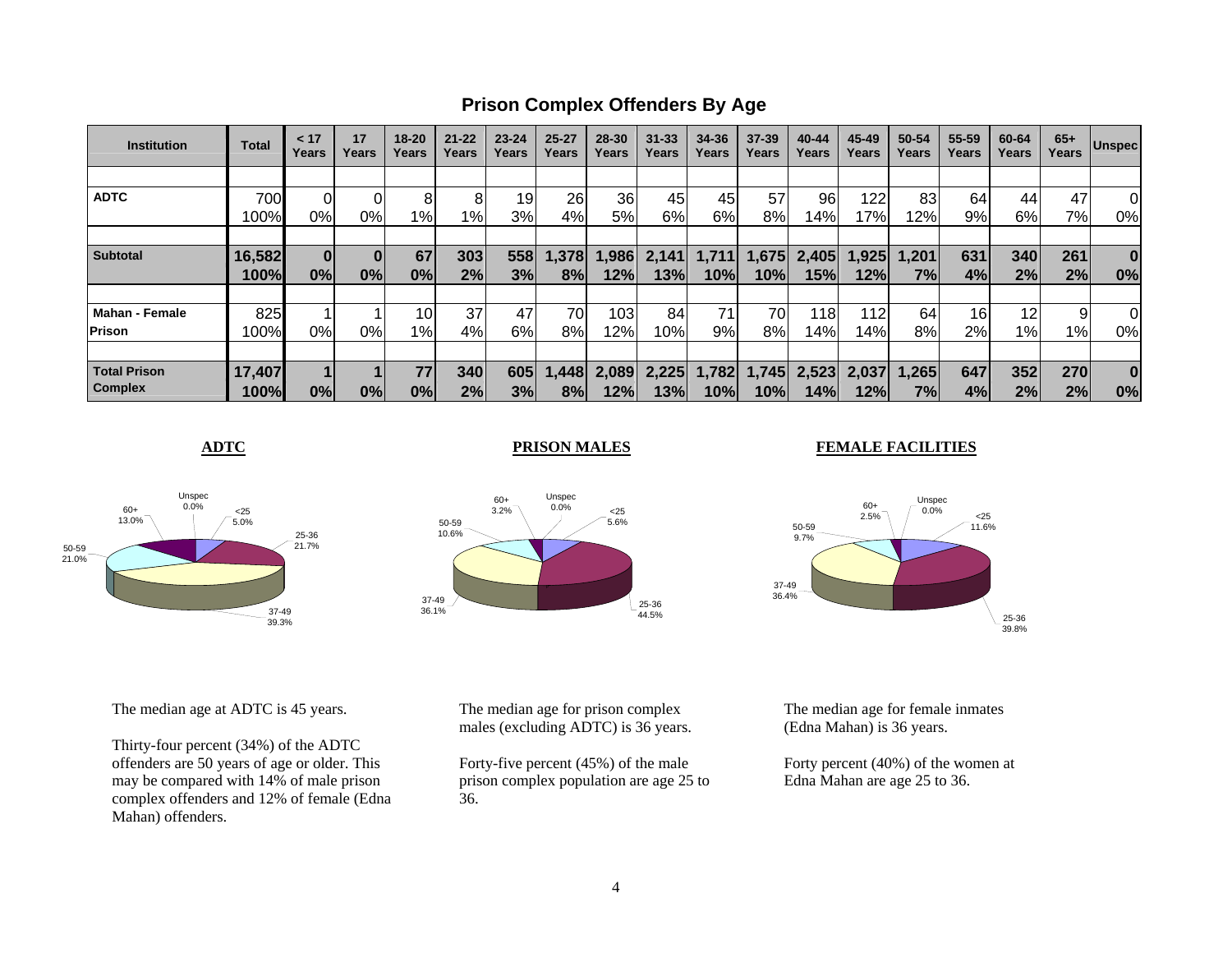# Prison Complex Offenders By Age

| Institution | Total | < 17 Years | 17 Years | 18-20 Years | 21-22 Years | 23-24 Years | 25-27 Years | 28-30 Years | 31-33 Years | 34-36 Years | 37-39 Years | 40-44 Years | 45-49 Years | 50-54 Years | 55-59 Years | 60-64 Years | 65+ Years | Unspec |
|---|---|---|---|---|---|---|---|---|---|---|---|---|---|---|---|---|---|---|
| ADTC | 700 | 0 | 0 | 8 | 8 | 19 | 26 | 36 | 45 | 45 | 57 | 96 | 122 | 83 | 64 | 44 | 47 | 0 |
| | 100% | 0% | 0% | 1% | 1% | 3% | 4% | 5% | 6% | 6% | 8% | 14% | 17% | 12% | 9% | 6% | 7% | 0% |
| **Subtotal** | **16,582** | **0** | **0** | **67** | **303** | **558** | **1,378** | **1,986** | **2,141** | **1,711** | **1,675** | **2,405** | **1,925** | **1,201** | **631** | **340** | **261** | **0** |
| | **100%** | **0%** | **0%** | **0%** | **2%** | **3%** | **8%** | **12%** | **13%** | **10%** | **10%** | **15%** | **12%** | **7%** | **4%** | **2%** | **2%** | **0%** |
| Mahan - Female Prison | 825 | 1 | 1 | 10 | 37 | 47 | 70 | 103 | 84 | 71 | 70 | 118 | 112 | 64 | 16 | 12 | 9 | 0 |
| | 100% | 0% | 0% | 1% | 4% | 6% | 8% | 12% | 10% | 9% | 8% | 14% | 14% | 8% | 2% | 1% | 1% | 0% |
| **Total Prison Complex** | **17,407** | **1** | **1** | **77** | **340** | **605** | **1,448** | **2,089** | **2,225** | **1,782** | **1,745** | **2,523** | **2,037** | **1,265** | **647** | **352** | **270** | **0** |
| | **100%** | **0%** | **0%** | **0%** | **2%** | **3%** | **8%** | **12%** | **13%** | **10%** | **10%** | **14%** | **12%** | **7%** | **4%** | **2%** | **2%** | **0%** |

## ADTC

Unspec 0.0%; <25 5.0%; 25-36 21.7%; 37-49 39.3%; 50-59 21.0%; 60+ 13.0%

The median age at ADTC is 45 years.

Thirty-four percent (34%) of the ADTC offenders are 50 years of age or older. This may be compared with 14% of male prison complex offenders and 12% of female (Edna Mahan) offenders.

## PRISON MALES

Unspec 0.0%; <25 5.6%; 25-36 44.5%; 37-49 36.1%; 50-59 10.6%; 60+ 3.2%

The median age for prison complex males (excluding ADTC) is 36 years.

Forty-five percent (45%) of the male prison complex population are age 25 to 36.

## FEMALE FACILITIES

Unspec 0.0%; <25 11.6%; 25-36 39.8%; 37-49 36.4%; 50-59 9.7%; 60+ 2.5%

The median age for female inmates (Edna Mahan) is 36 years.

Forty percent (40%) of the women at Edna Mahan are age 25 to 36.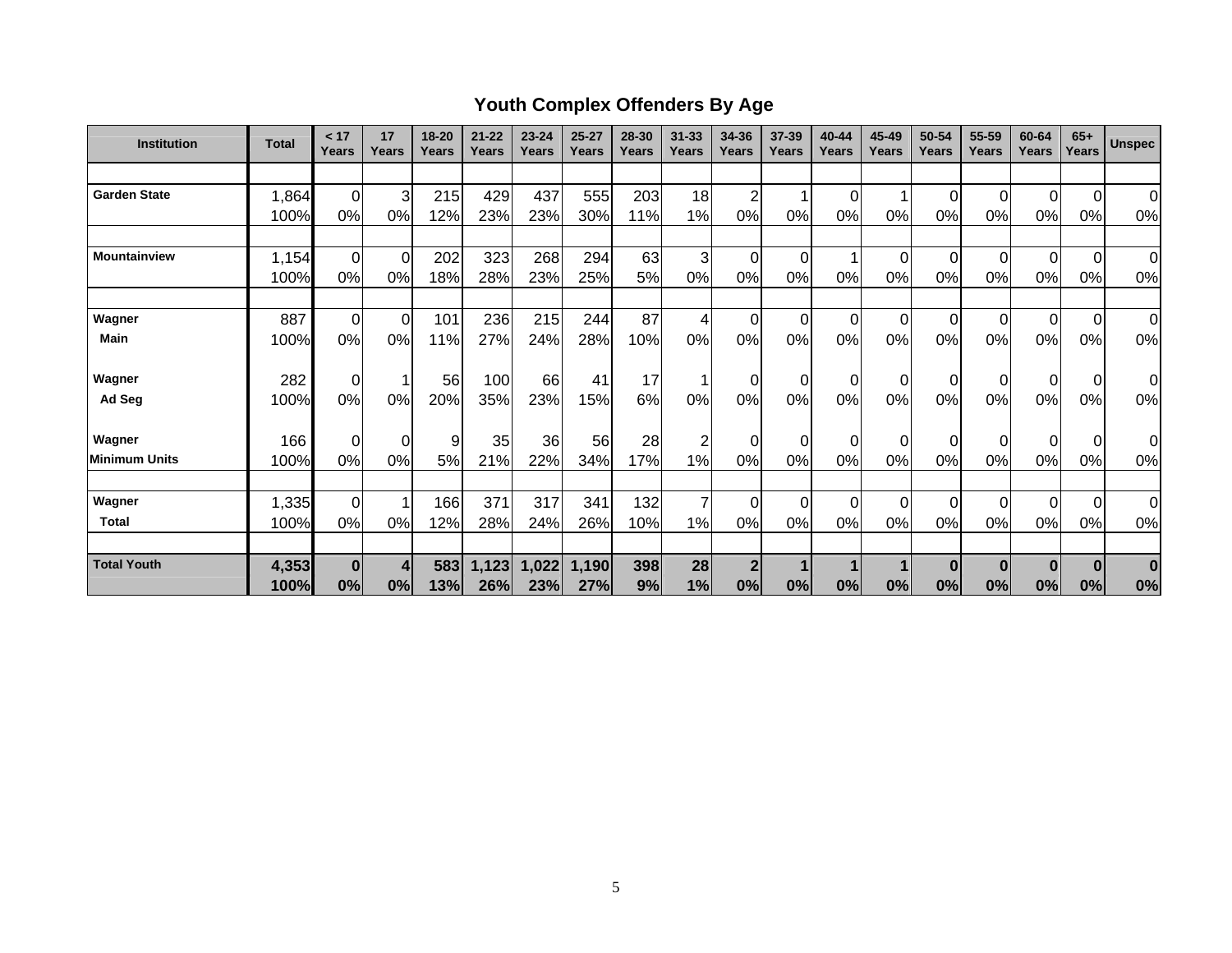## Youth Complex Offenders By Age

| Institution | Total | < 17 Years | 17 Years | 18-20 Years | 21-22 Years | 23-24 Years | 25-27 Years | 28-30 Years | 31-33 Years | 34-36 Years | 37-39 Years | 40-44 Years | 45-49 Years | 50-54 Years | 55-59 Years | 60-64 Years | 65+ Years | Unspec |
|---|---|---|---|---|---|---|---|---|---|---|---|---|---|---|---|---|---|---|
| Garden State | 1,864 | 0 | 3 | 215 | 429 | 437 | 555 | 203 | 18 | 2 | 1 | 0 | 1 | 0 | 0 | 0 | 0 | 0 |
| | 100% | 0% | 0% | 12% | 23% | 23% | 30% | 11% | 1% | 0% | 0% | 0% | 0% | 0% | 0% | 0% | 0% | 0% |
| Mountainview | 1,154 | 0 | 0 | 202 | 323 | 268 | 294 | 63 | 3 | 0 | 0 | 1 | 0 | 0 | 0 | 0 | 0 | 0 |
| | 100% | 0% | 0% | 18% | 28% | 23% | 25% | 5% | 0% | 0% | 0% | 0% | 0% | 0% | 0% | 0% | 0% | 0% |
| Wagner Main | 887 | 0 | 0 | 101 | 236 | 215 | 244 | 87 | 4 | 0 | 0 | 0 | 0 | 0 | 0 | 0 | 0 | 0 |
| | 100% | 0% | 0% | 11% | 27% | 24% | 28% | 10% | 0% | 0% | 0% | 0% | 0% | 0% | 0% | 0% | 0% | 0% |
| Wagner Ad Seg | 282 | 0 | 1 | 56 | 100 | 66 | 41 | 17 | 1 | 0 | 0 | 0 | 0 | 0 | 0 | 0 | 0 | 0 |
| | 100% | 0% | 0% | 20% | 35% | 23% | 15% | 6% | 0% | 0% | 0% | 0% | 0% | 0% | 0% | 0% | 0% | 0% |
| Wagner Minimum Units | 166 | 0 | 0 | 9 | 35 | 36 | 56 | 28 | 2 | 0 | 0 | 0 | 0 | 0 | 0 | 0 | 0 | 0 |
| | 100% | 0% | 0% | 5% | 21% | 22% | 34% | 17% | 1% | 0% | 0% | 0% | 0% | 0% | 0% | 0% | 0% | 0% |
| Wagner Total | 1,335 | 0 | 1 | 166 | 371 | 317 | 341 | 132 | 7 | 0 | 0 | 0 | 0 | 0 | 0 | 0 | 0 | 0 |
| | 100% | 0% | 0% | 12% | 28% | 24% | 26% | 10% | 1% | 0% | 0% | 0% | 0% | 0% | 0% | 0% | 0% | 0% |
| **Total Youth** | **4,353** | **0** | **4** | **583** | **1,123** | **1,022** | **1,190** | **398** | **28** | **2** | **1** | **1** | **1** | **0** | **0** | **0** | **0** | **0** |
| | **100%** | **0%** | **0%** | **13%** | **26%** | **23%** | **27%** | **9%** | **1%** | **0%** | **0%** | **0%** | **0%** | **0%** | **0%** | **0%** | **0%** | **0%** |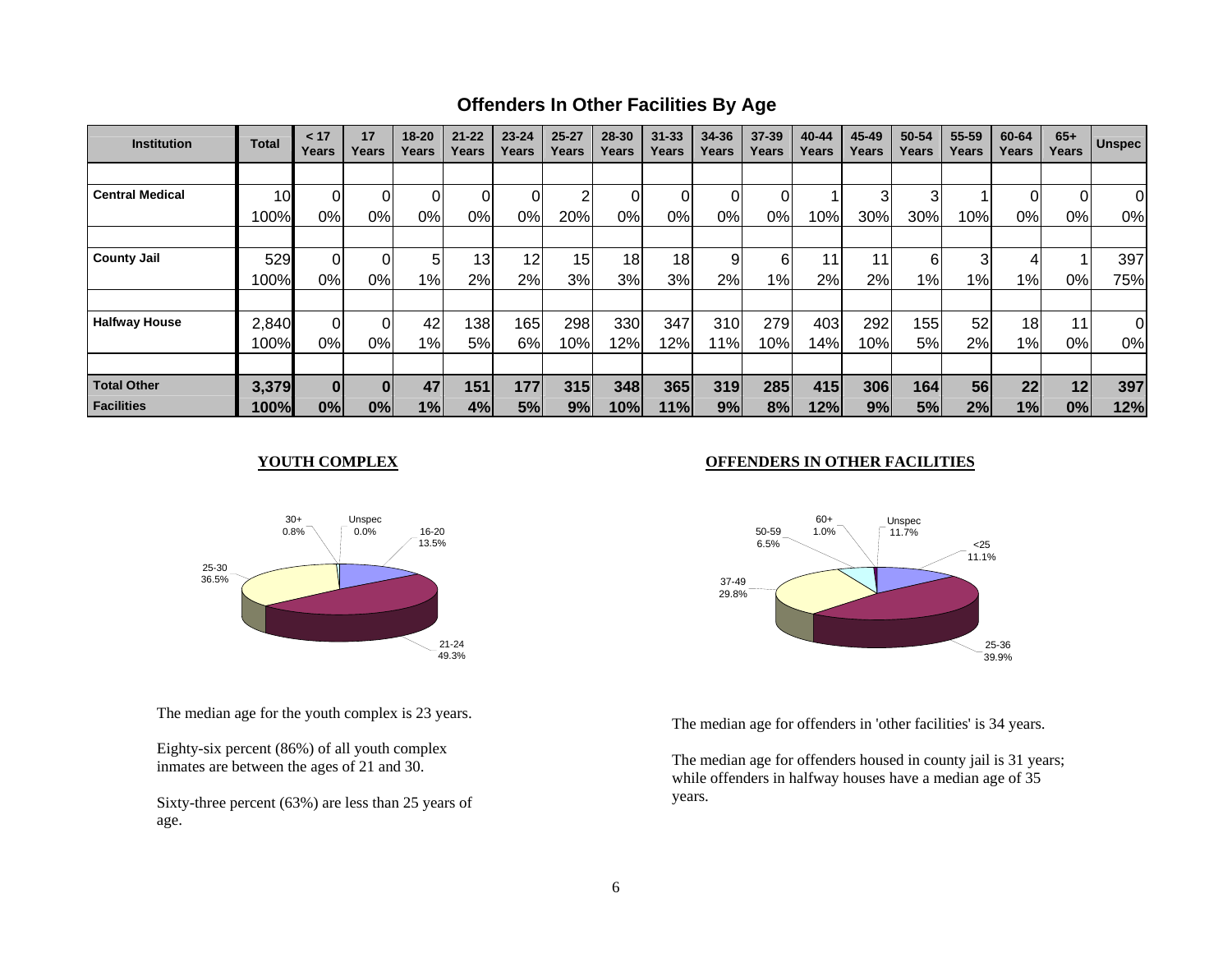## Offenders In Other Facilities By Age

| Institution | Total | < 17 Years | 17 Years | 18-20 Years | 21-22 Years | 23-24 Years | 25-27 Years | 28-30 Years | 31-33 Years | 34-36 Years | 37-39 Years | 40-44 Years | 45-49 Years | 50-54 Years | 55-59 Years | 60-64 Years | 65+ Years | Unspec |
|---|---|---|---|---|---|---|---|---|---|---|---|---|---|---|---|---|---|---|
| Central Medical | 10 | 0 | 0 | 0 | 0 | 0 | 2 | 0 | 0 | 0 | 0 | 1 | 3 | 3 | 1 | 0 | 0 | 0 |
| | 100% | 0% | 0% | 0% | 0% | 0% | 20% | 0% | 0% | 0% | 0% | 10% | 30% | 30% | 10% | 0% | 0% | 0% |
| County Jail | 529 | 0 | 0 | 5 | 13 | 12 | 15 | 18 | 18 | 9 | 6 | 11 | 11 | 6 | 3 | 4 | 1 | 397 |
| | 100% | 0% | 0% | 1% | 2% | 2% | 3% | 3% | 3% | 2% | 1% | 2% | 2% | 1% | 1% | 1% | 0% | 75% |
| Halfway House | 2,840 | 0 | 0 | 42 | 138 | 165 | 298 | 330 | 347 | 310 | 279 | 403 | 292 | 155 | 52 | 18 | 11 | 0 |
| | 100% | 0% | 0% | 1% | 5% | 6% | 10% | 12% | 12% | 11% | 10% | 14% | 10% | 5% | 2% | 1% | 0% | 0% |
| **Total Other** | **3,379** | **0** | **0** | **47** | **151** | **177** | **315** | **348** | **365** | **319** | **285** | **415** | **306** | **164** | **56** | **22** | **12** | **397** |
| **Facilities** | **100%** | **0%** | **0%** | **1%** | **4%** | **5%** | **9%** | **10%** | **11%** | **9%** | **8%** | **12%** | **9%** | **5%** | **2%** | **1%** | **0%** | **12%** |

**YOUTH COMPLEX**

30+ 0.8%
Unspec 0.0%
16-20 13.5%
25-30 36.5%
21-24 49.3%

The median age for the youth complex is 23 years.

Eighty-six percent (86%) of all youth complex inmates are between the ages of 21 and 30.

Sixty-three percent (63%) are less than 25 years of age.

**OFFENDERS IN OTHER FACILITIES**

60+ 1.0%
Unspec 11.7%
50-59 6.5%
<25 11.1%
37-49 29.8%
25-36 39.9%

The median age for offenders in 'other facilities' is 34 years.

The median age for offenders housed in county jail is 31 years; while offenders in halfway houses have a median age of 35 years.